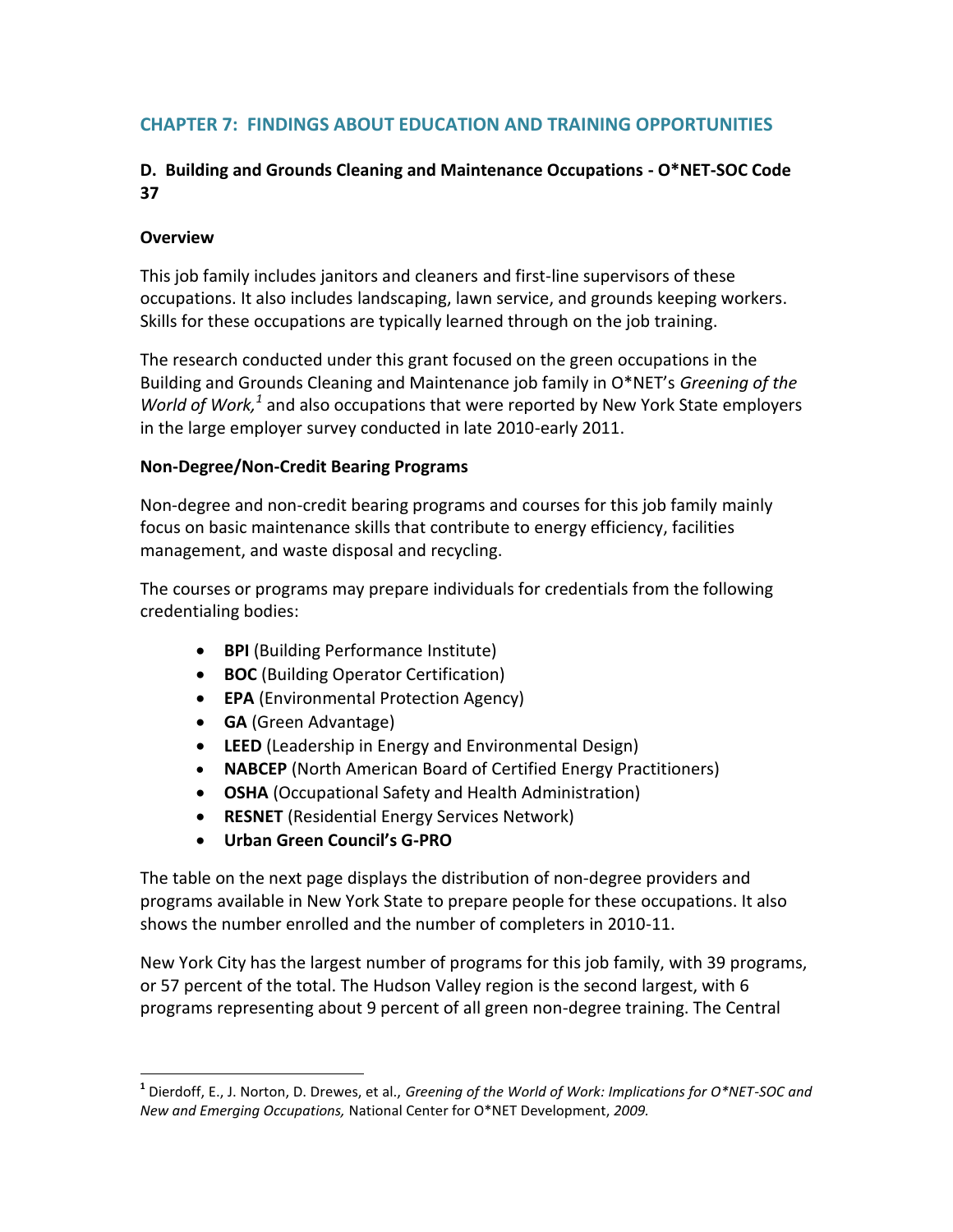## CHAPTER 7: FINDINGS ABOUT EDUCATION AND TRAINING OPPORTUNITIES

### D. Building and Grounds Cleaning and Maintenance Occupations - O*NET-SOC Code 37

**Overview**

This job family includes janitors and cleaners and first-line supervisors of these occupations. It also includes landscaping, lawn service, and grounds keeping workers. Skills for these occupations are typically learned through on the job training.

The research conducted under this grant focused on the green occupations in the Building and Grounds Cleaning and Maintenance job family in O*NET's *Greening of the World of Work,*[1] and also occupations that were reported by New York State employers in the large employer survey conducted in late 2010-early 2011.

**Non-Degree/Non-Credit Bearing Programs**

Non-degree and non-credit bearing programs and courses for this job family mainly focus on basic maintenance skills that contribute to energy efficiency, facilities management, and waste disposal and recycling.

The courses or programs may prepare individuals for credentials from the following credentialing bodies:

- **BPI** (Building Performance Institute)
- **BOC** (Building Operator Certification)
- **EPA** (Environmental Protection Agency)
- **GA** (Green Advantage)
- **LEED** (Leadership in Energy and Environmental Design)
- **NABCEP** (North American Board of Certified Energy Practitioners)
- **OSHA** (Occupational Safety and Health Administration)
- **RESNET** (Residential Energy Services Network)
- **Urban Green Council's G-PRO**

The table on the next page displays the distribution of non-degree providers and programs available in New York State to prepare people for these occupations. It also shows the number enrolled and the number of completers in 2010-11.

New York City has the largest number of programs for this job family, with 39 programs, or 57 percent of the total. The Hudson Valley region is the second largest, with 6 programs representing about 9 percent of all green non-degree training. The Central

---

[1] Dierdoff, E., J. Norton, D. Drewes, et al., *Greening of the World of Work: Implications for O*NET-SOC and New and Emerging Occupations,* National Center for O*NET Development, *2009.*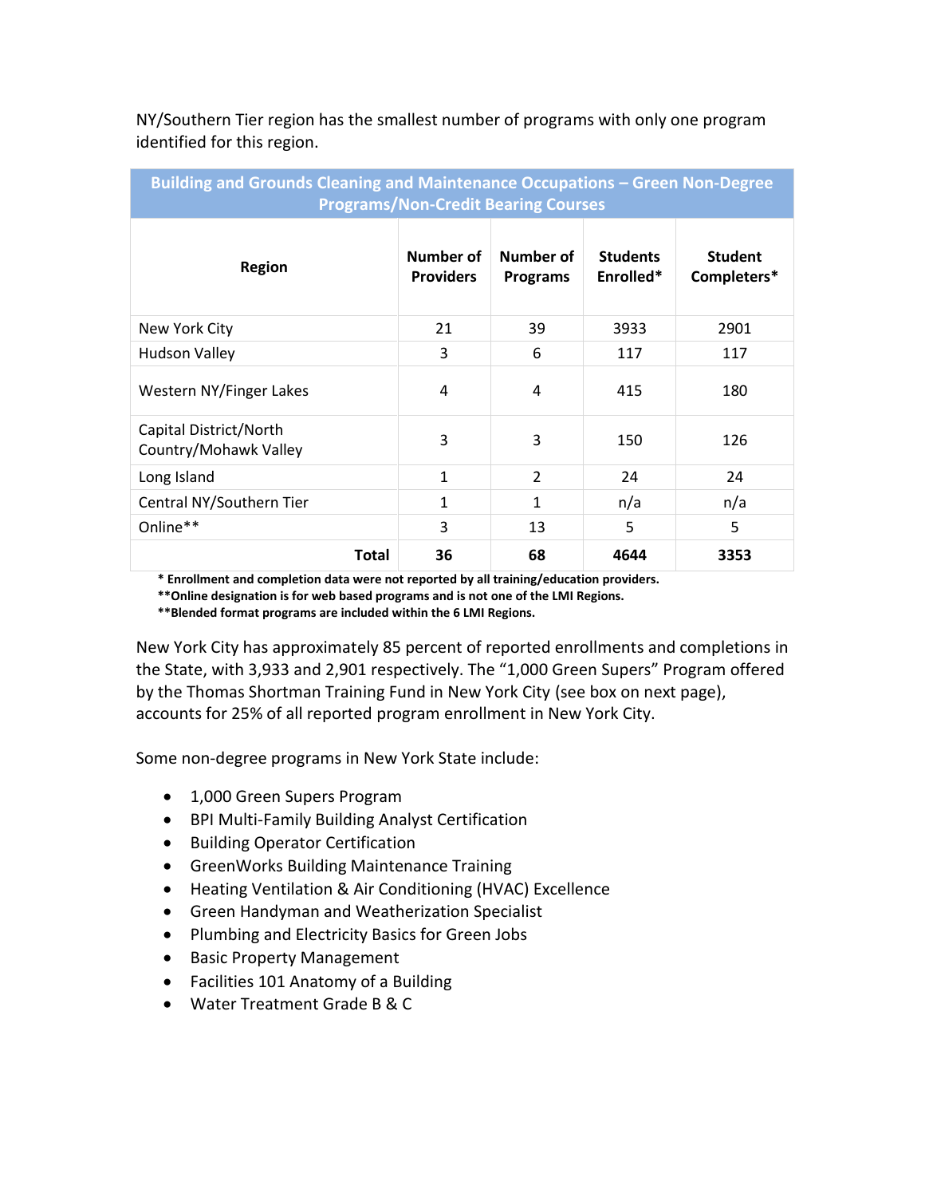NY/Southern Tier region has the smallest number of programs with only one program identified for this region.

| Building and Grounds Cleaning and Maintenance Occupations – Green Non-Degree Programs/Non-Credit Bearing Courses | | | | |
|---|---|---|---|---|
| **Region** | **Number of Providers** | **Number of Programs** | **Students Enrolled*** | **Student Completers*** |
| New York City | 21 | 39 | 3933 | 2901 |
| Hudson Valley | 3 | 6 | 117 | 117 |
| Western NY/Finger Lakes | 4 | 4 | 415 | 180 |
| Capital District/North Country/Mohawk Valley | 3 | 3 | 150 | 126 |
| Long Island | 1 | 2 | 24 | 24 |
| Central NY/Southern Tier | 1 | 1 | n/a | n/a |
| Online** | 3 | 13 | 5 | 5 |
| **Total** | **36** | **68** | **4644** | **3353** |

**\* Enrollment and completion data were not reported by all training/education providers.**
**\*\*Online designation is for web based programs and is not one of the LMI Regions.**
**\*\*Blended format programs are included within the 6 LMI Regions.**

New York City has approximately 85 percent of reported enrollments and completions in the State, with 3,933 and 2,901 respectively. The "1,000 Green Supers" Program offered by the Thomas Shortman Training Fund in New York City (see box on next page), accounts for 25% of all reported program enrollment in New York City.

Some non-degree programs in New York State include:

- 1,000 Green Supers Program
- BPI Multi-Family Building Analyst Certification
- Building Operator Certification
- GreenWorks Building Maintenance Training
- Heating Ventilation & Air Conditioning (HVAC) Excellence
- Green Handyman and Weatherization Specialist
- Plumbing and Electricity Basics for Green Jobs
- Basic Property Management
- Facilities 101 Anatomy of a Building
- Water Treatment Grade B & C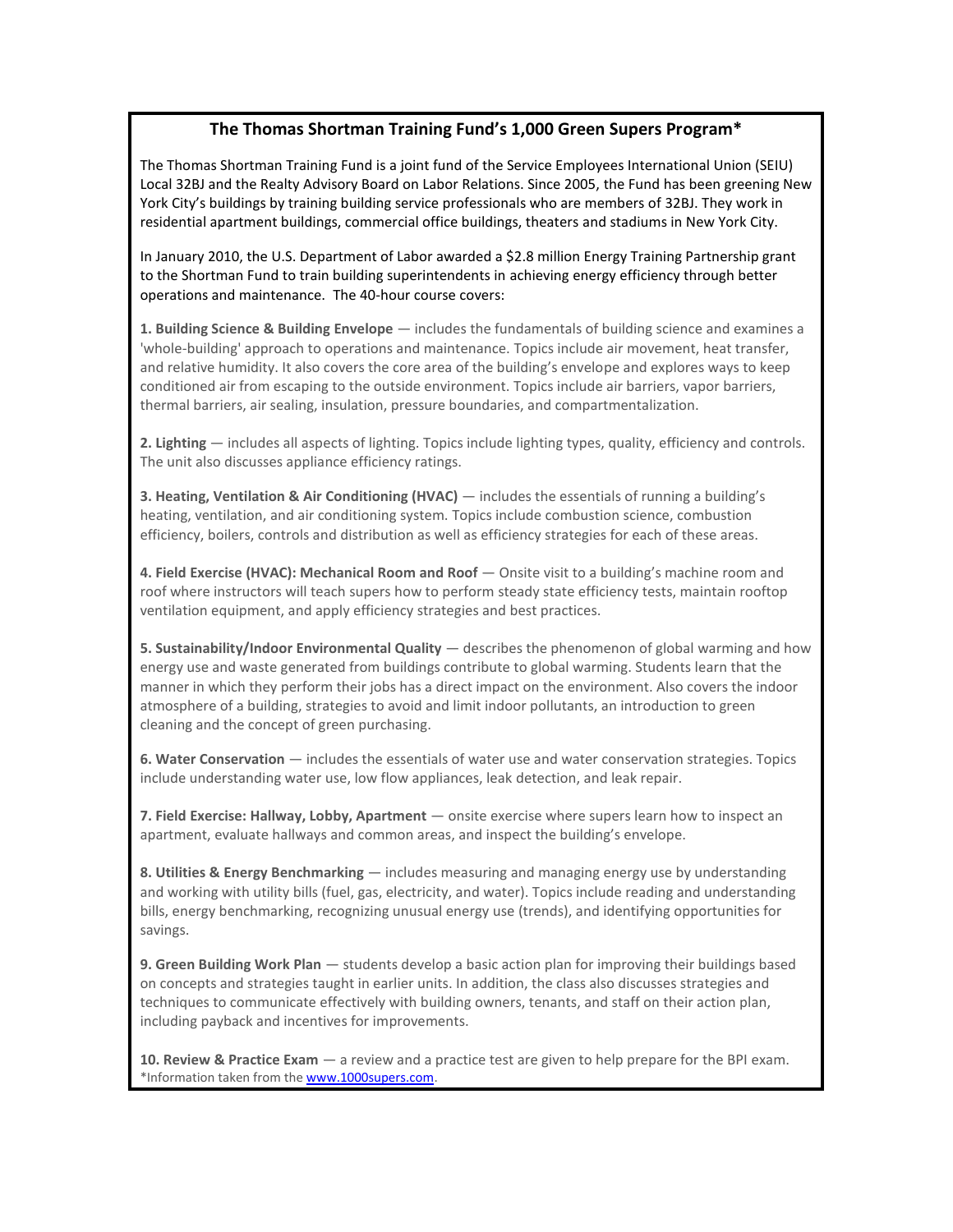## The Thomas Shortman Training Fund's 1,000 Green Supers Program*

The Thomas Shortman Training Fund is a joint fund of the Service Employees International Union (SEIU) Local 32BJ and the Realty Advisory Board on Labor Relations. Since 2005, the Fund has been greening New York City's buildings by training building service professionals who are members of 32BJ. They work in residential apartment buildings, commercial office buildings, theaters and stadiums in New York City.

In January 2010, the U.S. Department of Labor awarded a $2.8 million Energy Training Partnership grant to the Shortman Fund to train building superintendents in achieving energy efficiency through better operations and maintenance. The 40-hour course covers:

**1. Building Science & Building Envelope** — includes the fundamentals of building science and examines a 'whole-building' approach to operations and maintenance. Topics include air movement, heat transfer, and relative humidity. It also covers the core area of the building's envelope and explores ways to keep conditioned air from escaping to the outside environment. Topics include air barriers, vapor barriers, thermal barriers, air sealing, insulation, pressure boundaries, and compartmentalization.

**2. Lighting** — includes all aspects of lighting. Topics include lighting types, quality, efficiency and controls. The unit also discusses appliance efficiency ratings.

**3. Heating, Ventilation & Air Conditioning (HVAC)** — includes the essentials of running a building's heating, ventilation, and air conditioning system. Topics include combustion science, combustion efficiency, boilers, controls and distribution as well as efficiency strategies for each of these areas.

**4. Field Exercise (HVAC): Mechanical Room and Roof** — Onsite visit to a building's machine room and roof where instructors will teach supers how to perform steady state efficiency tests, maintain rooftop ventilation equipment, and apply efficiency strategies and best practices.

**5. Sustainability/Indoor Environmental Quality** — describes the phenomenon of global warming and how energy use and waste generated from buildings contribute to global warming. Students learn that the manner in which they perform their jobs has a direct impact on the environment. Also covers the indoor atmosphere of a building, strategies to avoid and limit indoor pollutants, an introduction to green cleaning and the concept of green purchasing.

**6. Water Conservation** — includes the essentials of water use and water conservation strategies. Topics include understanding water use, low flow appliances, leak detection, and leak repair.

**7. Field Exercise: Hallway, Lobby, Apartment** — onsite exercise where supers learn how to inspect an apartment, evaluate hallways and common areas, and inspect the building's envelope.

**8. Utilities & Energy Benchmarking** — includes measuring and managing energy use by understanding and working with utility bills (fuel, gas, electricity, and water). Topics include reading and understanding bills, energy benchmarking, recognizing unusual energy use (trends), and identifying opportunities for savings.

**9. Green Building Work Plan** — students develop a basic action plan for improving their buildings based on concepts and strategies taught in earlier units. In addition, the class also discusses strategies and techniques to communicate effectively with building owners, tenants, and staff on their action plan, including payback and incentives for improvements.

**10. Review & Practice Exam** — a review and a practice test are given to help prepare for the BPI exam.

*Information taken from the [www.1000supers.com](http://www.1000supers.com).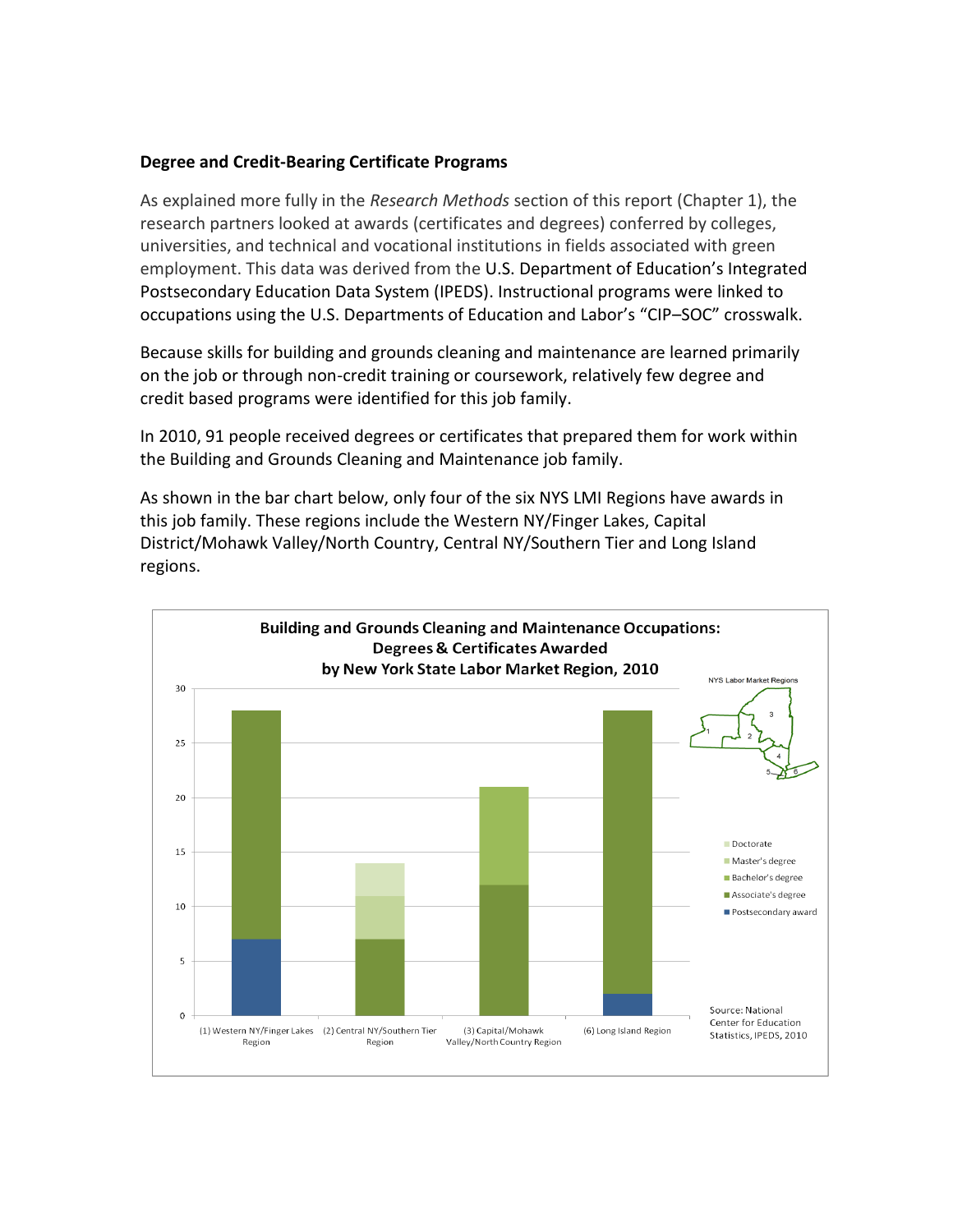### Degree and Credit-Bearing Certificate Programs

As explained more fully in the *Research Methods* section of this report (Chapter 1), the research partners looked at awards (certificates and degrees) conferred by colleges, universities, and technical and vocational institutions in fields associated with green employment. This data was derived from the U.S. Department of Education's Integrated Postsecondary Education Data System (IPEDS). Instructional programs were linked to occupations using the U.S. Departments of Education and Labor's "CIP–SOC" crosswalk.

Because skills for building and grounds cleaning and maintenance are learned primarily on the job or through non-credit training or coursework, relatively few degree and credit based programs were identified for this job family.

In 2010, 91 people received degrees or certificates that prepared them for work within the Building and Grounds Cleaning and Maintenance job family.

As shown in the bar chart below, only four of the six NYS LMI Regions have awards in this job family. These regions include the Western NY/Finger Lakes, Capital District/Mohawk Valley/North Country, Central NY/Southern Tier and Long Island regions.

**Building and Grounds Cleaning and Maintenance Occupations: Degrees & Certificates Awarded by New York State Labor Market Region, 2010**

| Region | Postsecondary award | Associate's degree | Bachelor's degree | Master's degree | Doctorate | Total |
|---|---|---|---|---|---|---|
| (1) Western NY/Finger Lakes Region | 7 | 21 | | | | 28 |
| (2) Central NY/Southern Tier Region | | 7 | | 4 | 3 | 14 |
| (3) Capital/Mohawk Valley/North Country Region | | 12 | 9 | | | 21 |
| (6) Long Island Region | 2 | 26 | | | | 28 |

Source: National Center for Education Statistics, IPEDS, 2010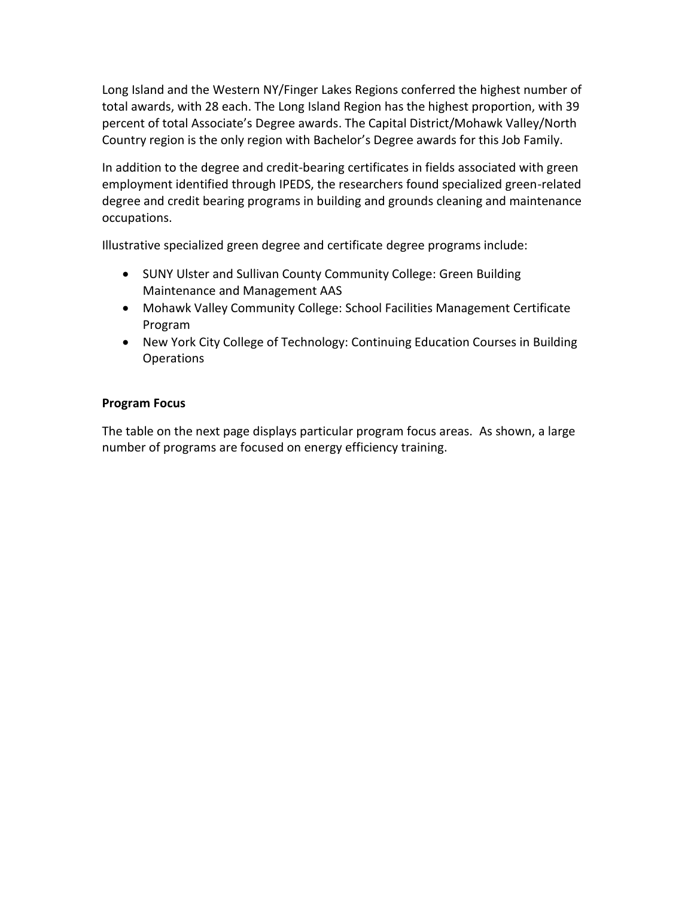Long Island and the Western NY/Finger Lakes Regions conferred the highest number of total awards, with 28 each. The Long Island Region has the highest proportion, with 39 percent of total Associate's Degree awards. The Capital District/Mohawk Valley/North Country region is the only region with Bachelor's Degree awards for this Job Family.

In addition to the degree and credit-bearing certificates in fields associated with green employment identified through IPEDS, the researchers found specialized green-related degree and credit bearing programs in building and grounds cleaning and maintenance occupations.

Illustrative specialized green degree and certificate degree programs include:

- SUNY Ulster and Sullivan County Community College: Green Building Maintenance and Management AAS
- Mohawk Valley Community College: School Facilities Management Certificate Program
- New York City College of Technology: Continuing Education Courses in Building Operations

**Program Focus**

The table on the next page displays particular program focus areas. As shown, a large number of programs are focused on energy efficiency training.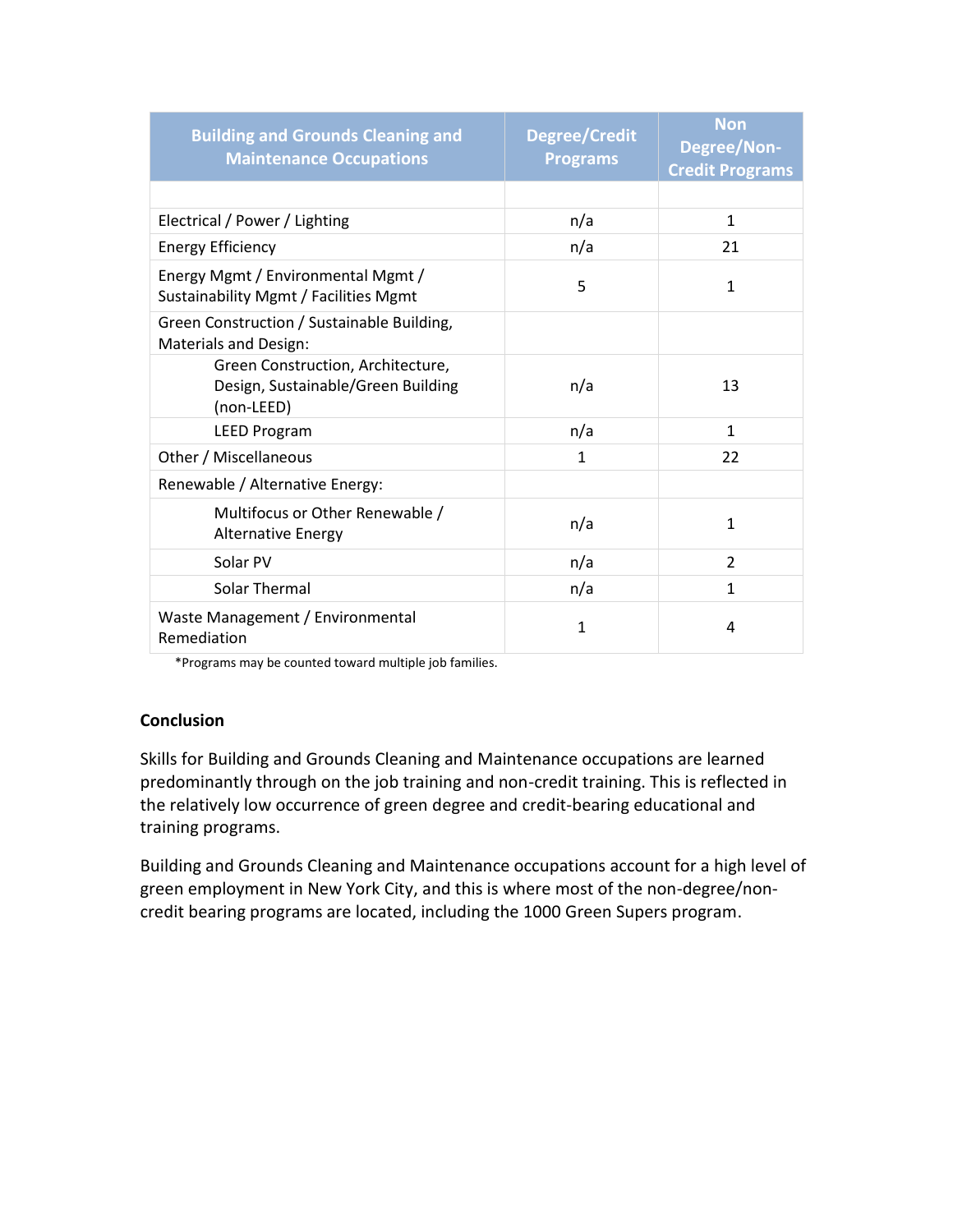| Building and Grounds Cleaning and Maintenance Occupations | Degree/Credit Programs | Non Degree/Non-Credit Programs |
|---|---|---|
| | | |
| Electrical / Power / Lighting | n/a | 1 |
| Energy Efficiency | n/a | 21 |
| Energy Mgmt / Environmental Mgmt / Sustainability Mgmt / Facilities Mgmt | 5 | 1 |
| Green Construction / Sustainable Building, Materials and Design: | | |
| Green Construction, Architecture, Design, Sustainable/Green Building (non-LEED) | n/a | 13 |
| LEED Program | n/a | 1 |
| Other / Miscellaneous | 1 | 22 |
| Renewable / Alternative Energy: | | |
| Multifocus or Other Renewable / Alternative Energy | n/a | 1 |
| Solar PV | n/a | 2 |
| Solar Thermal | n/a | 1 |
| Waste Management / Environmental Remediation | 1 | 4 |

*Programs may be counted toward multiple job families.

**Conclusion**

Skills for Building and Grounds Cleaning and Maintenance occupations are learned predominantly through on the job training and non-credit training. This is reflected in the relatively low occurrence of green degree and credit-bearing educational and training programs.

Building and Grounds Cleaning and Maintenance occupations account for a high level of green employment in New York City, and this is where most of the non-degree/non-credit bearing programs are located, including the 1000 Green Supers program.